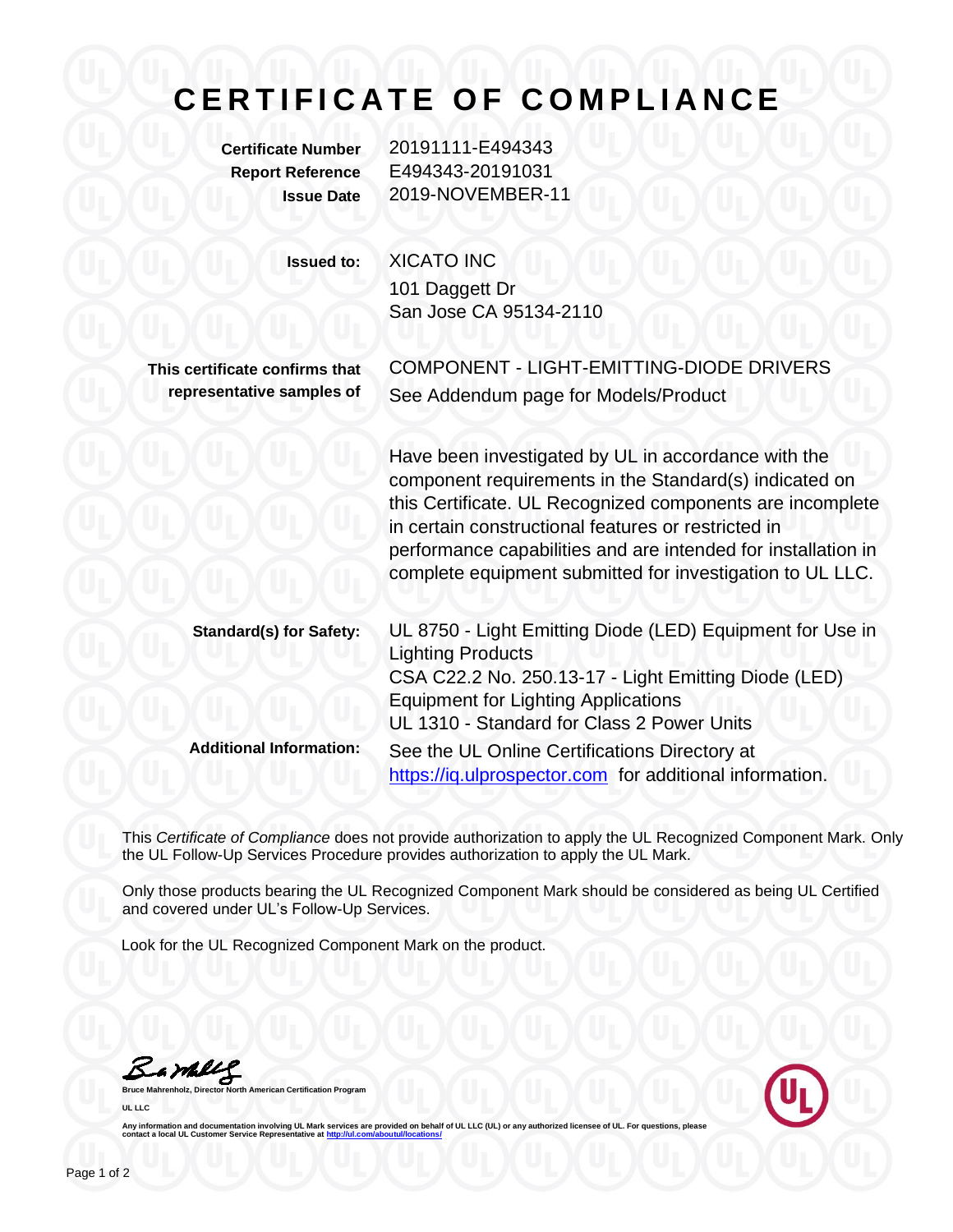# CERTIFICATE OF COMPLIANCE

**Certificate Number** 20191111-E494343
**Report Reference** E494343-20191031
**Issue Date** 2019-NOVEMBER-11

**Issued to:** XICATO INC
101 Daggett Dr
San Jose CA 95134-2110

**This certificate confirms that representative samples of** COMPONENT - LIGHT-EMITTING-DIODE DRIVERS
See Addendum page for Models/Product

Have been investigated by UL in accordance with the component requirements in the Standard(s) indicated on this Certificate. UL Recognized components are incomplete in certain constructional features or restricted in performance capabilities and are intended for installation in complete equipment submitted for investigation to UL LLC.

**Standard(s) for Safety:** UL 8750 - Light Emitting Diode (LED) Equipment for Use in Lighting Products
CSA C22.2 No. 250.13-17 - Light Emitting Diode (LED) Equipment for Lighting Applications
UL 1310 - Standard for Class 2 Power Units

**Additional Information:** See the UL Online Certifications Directory at https://iq.ulprospector.com for additional information.

This *Certificate of Compliance* does not provide authorization to apply the UL Recognized Component Mark. Only the UL Follow-Up Services Procedure provides authorization to apply the UL Mark.

Only those products bearing the UL Recognized Component Mark should be considered as being UL Certified and covered under UL's Follow-Up Services.

Look for the UL Recognized Component Mark on the product.

**Bruce Mahrenholz, Director North American Certification Program**

**UL LLC**

Any information and documentation involving UL Mark services are provided on behalf of UL LLC (UL) or any authorized licensee of UL. For questions, please contact a local UL Customer Service Representative at http://ul.com/aboutul/locations/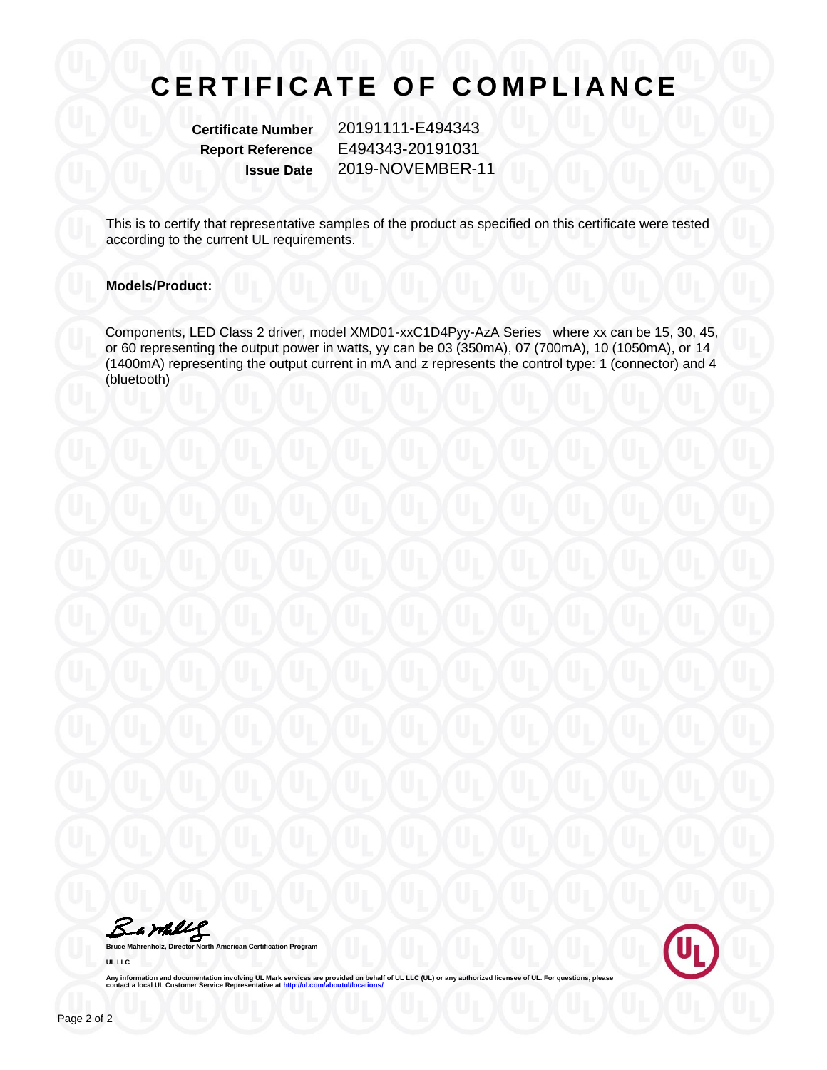# CERTIFICATE OF COMPLIANCE

**Certificate Number** 20191111-E494343
**Report Reference** E494343-20191031
**Issue Date** 2019-NOVEMBER-11

This is to certify that representative samples of the product as specified on this certificate were tested according to the current UL requirements.

**Models/Product:**

Components, LED Class 2 driver, model XMD01-xxC1D4Pyy-AzA Series where xx can be 15, 30, 45, or 60 representing the output power in watts, yy can be 03 (350mA), 07 (700mA), 10 (1050mA), or 14 (1400mA) representing the output current in mA and z represents the control type: 1 (connector) and 4 (bluetooth)

**Bruce Mahrenholz, Director North American Certification Program**

**UL LLC**

Any information and documentation involving UL Mark services are provided on behalf of UL LLC (UL) or any authorized licensee of UL. For questions, please contact a local UL Customer Service Representative at http://ul.com/aboutul/locations/